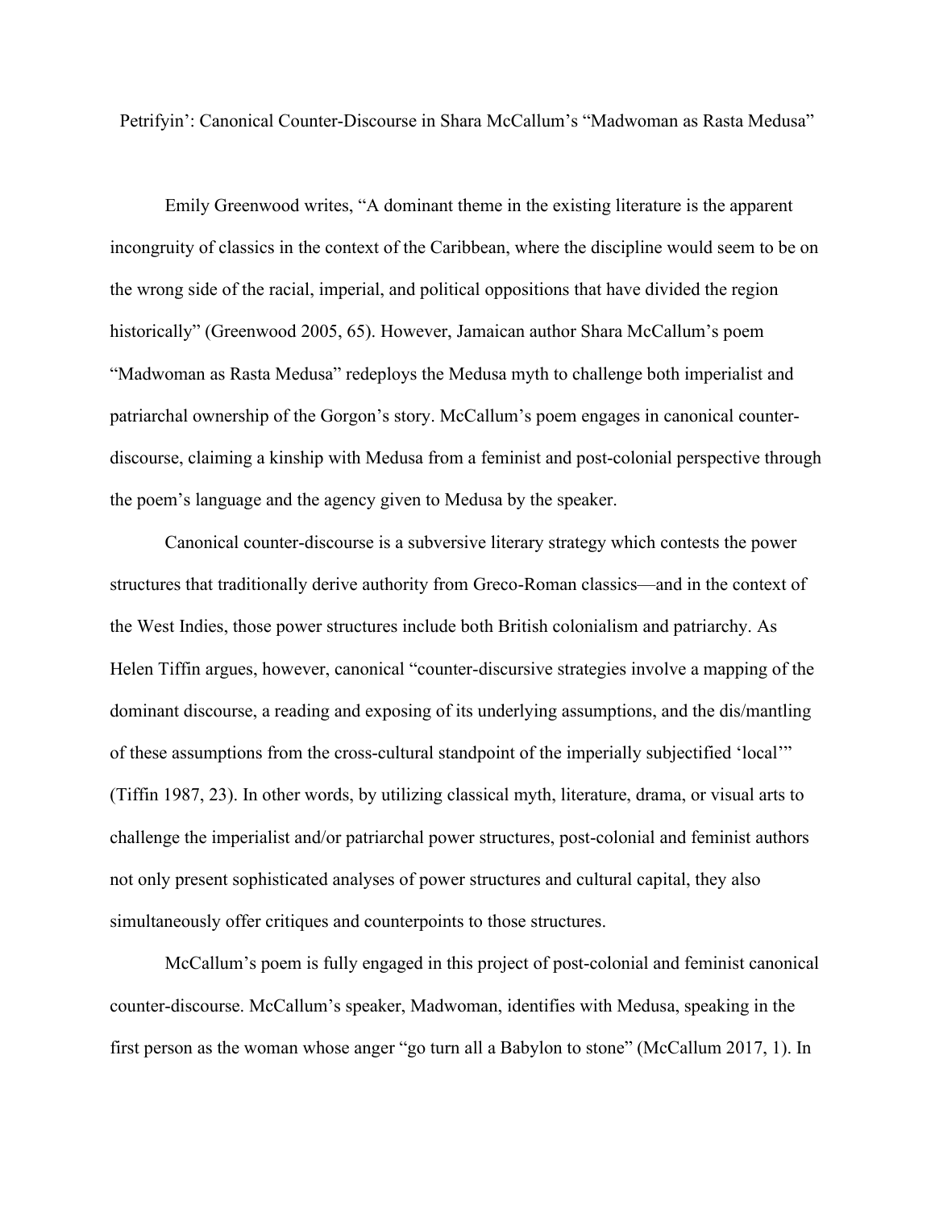# Petrifyin': Canonical Counter-Discourse in Shara McCallum's "Madwoman as Rasta Medusa"

Emily Greenwood writes, "A dominant theme in the existing literature is the apparent incongruity of classics in the context of the Caribbean, where the discipline would seem to be on the wrong side of the racial, imperial, and political oppositions that have divided the region historically" (Greenwood 2005, 65). However, Jamaican author Shara McCallum's poem "Madwoman as Rasta Medusa" redeploys the Medusa myth to challenge both imperialist and patriarchal ownership of the Gorgon's story. McCallum's poem engages in canonical counter-discourse, claiming a kinship with Medusa from a feminist and post-colonial perspective through the poem's language and the agency given to Medusa by the speaker.

Canonical counter-discourse is a subversive literary strategy which contests the power structures that traditionally derive authority from Greco-Roman classics—and in the context of the West Indies, those power structures include both British colonialism and patriarchy. As Helen Tiffin argues, however, canonical "counter-discursive strategies involve a mapping of the dominant discourse, a reading and exposing of its underlying assumptions, and the dis/mantling of these assumptions from the cross-cultural standpoint of the imperially subjectified 'local'" (Tiffin 1987, 23). In other words, by utilizing classical myth, literature, drama, or visual arts to challenge the imperialist and/or patriarchal power structures, post-colonial and feminist authors not only present sophisticated analyses of power structures and cultural capital, they also simultaneously offer critiques and counterpoints to those structures.

McCallum's poem is fully engaged in this project of post-colonial and feminist canonical counter-discourse. McCallum's speaker, Madwoman, identifies with Medusa, speaking in the first person as the woman whose anger "go turn all a Babylon to stone" (McCallum 2017, 1). In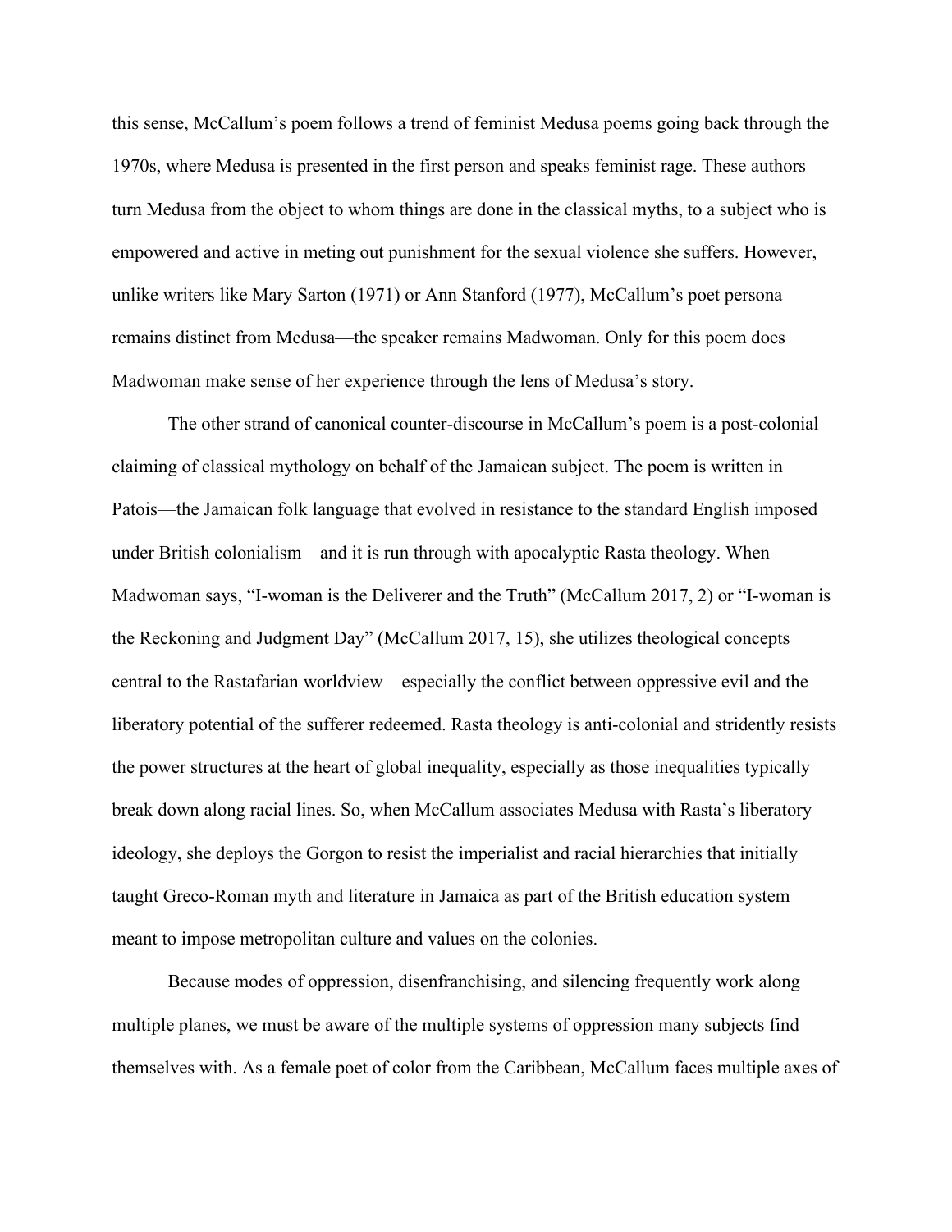this sense, McCallum's poem follows a trend of feminist Medusa poems going back through the 1970s, where Medusa is presented in the first person and speaks feminist rage. These authors turn Medusa from the object to whom things are done in the classical myths, to a subject who is empowered and active in meting out punishment for the sexual violence she suffers. However, unlike writers like Mary Sarton (1971) or Ann Stanford (1977), McCallum's poet persona remains distinct from Medusa—the speaker remains Madwoman. Only for this poem does Madwoman make sense of her experience through the lens of Medusa's story.

The other strand of canonical counter-discourse in McCallum's poem is a post-colonial claiming of classical mythology on behalf of the Jamaican subject. The poem is written in Patois—the Jamaican folk language that evolved in resistance to the standard English imposed under British colonialism—and it is run through with apocalyptic Rasta theology. When Madwoman says, "I-woman is the Deliverer and the Truth" (McCallum 2017, 2) or "I-woman is the Reckoning and Judgment Day" (McCallum 2017, 15), she utilizes theological concepts central to the Rastafarian worldview—especially the conflict between oppressive evil and the liberatory potential of the sufferer redeemed. Rasta theology is anti-colonial and stridently resists the power structures at the heart of global inequality, especially as those inequalities typically break down along racial lines. So, when McCallum associates Medusa with Rasta's liberatory ideology, she deploys the Gorgon to resist the imperialist and racial hierarchies that initially taught Greco-Roman myth and literature in Jamaica as part of the British education system meant to impose metropolitan culture and values on the colonies.

Because modes of oppression, disenfranchising, and silencing frequently work along multiple planes, we must be aware of the multiple systems of oppression many subjects find themselves with. As a female poet of color from the Caribbean, McCallum faces multiple axes of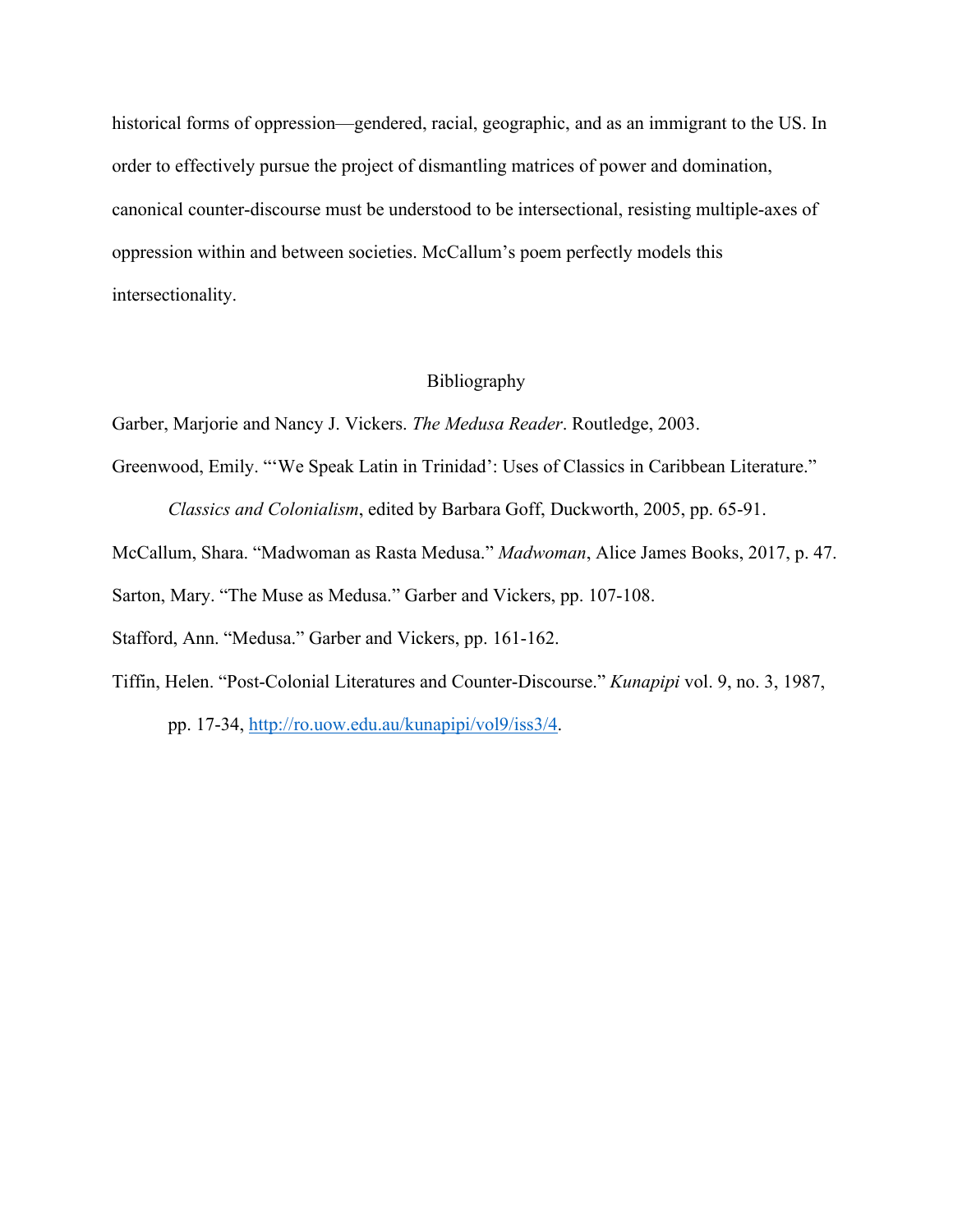historical forms of oppression—gendered, racial, geographic, and as an immigrant to the US. In order to effectively pursue the project of dismantling matrices of power and domination, canonical counter-discourse must be understood to be intersectional, resisting multiple-axes of oppression within and between societies. McCallum's poem perfectly models this intersectionality.

## Bibliography

Garber, Marjorie and Nancy J. Vickers. *The Medusa Reader*. Routledge, 2003.

Greenwood, Emily. "'We Speak Latin in Trinidad': Uses of Classics in Caribbean Literature." *Classics and Colonialism*, edited by Barbara Goff, Duckworth, 2005, pp. 65-91.

McCallum, Shara. "Madwoman as Rasta Medusa." *Madwoman*, Alice James Books, 2017, p. 47.

Sarton, Mary. "The Muse as Medusa." Garber and Vickers, pp. 107-108.

Stafford, Ann. "Medusa." Garber and Vickers, pp. 161-162.

Tiffin, Helen. "Post-Colonial Literatures and Counter-Discourse." *Kunapipi* vol. 9, no. 3, 1987, pp. 17-34, http://ro.uow.edu.au/kunapipi/vol9/iss3/4.